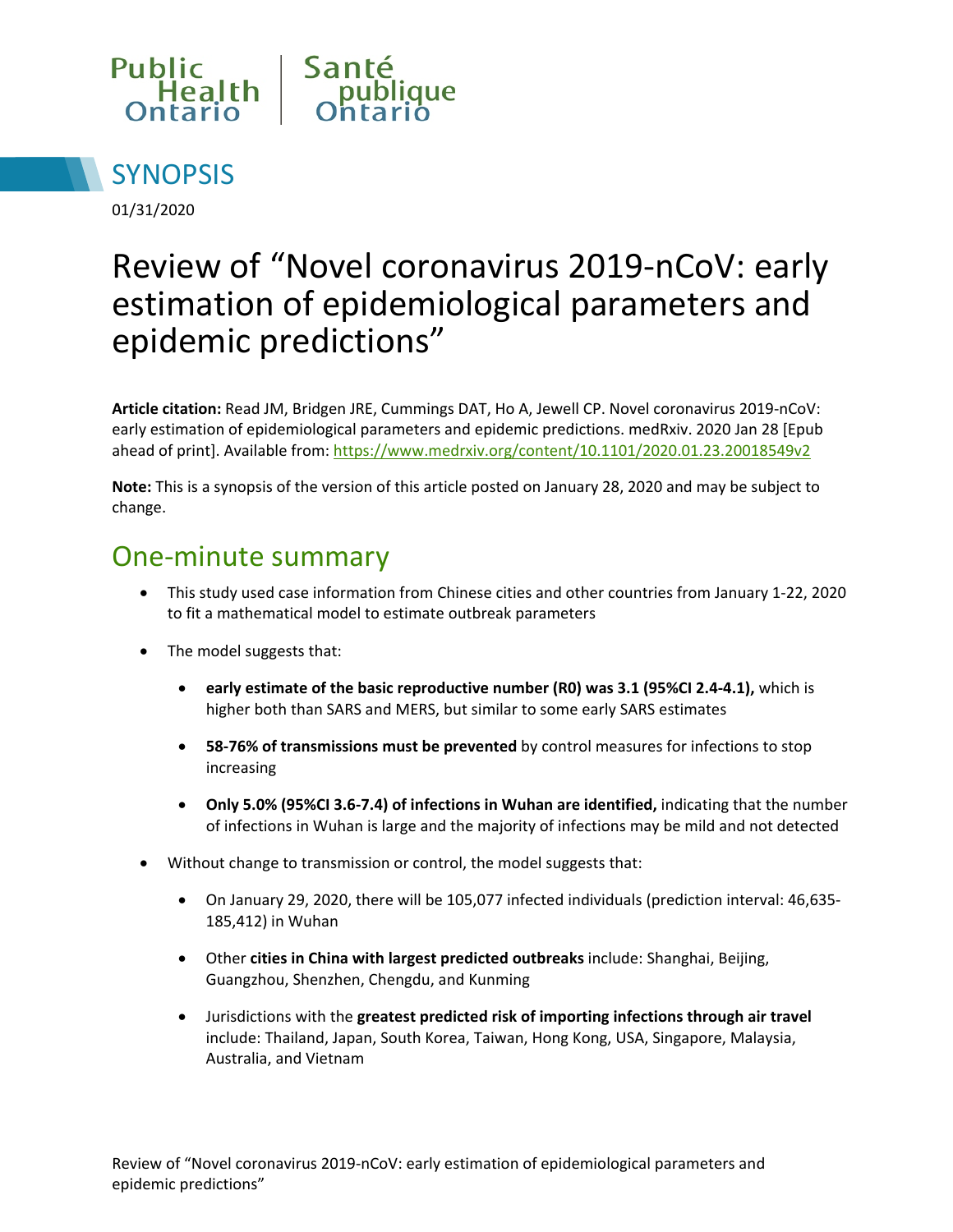Public Health Ontario | Santé publique Ontario

## SYNOPSIS

01/31/2020

# Review of "Novel coronavirus 2019-nCoV: early estimation of epidemiological parameters and epidemic predictions"

**Article citation:** Read JM, Bridgen JRE, Cummings DAT, Ho A, Jewell CP. Novel coronavirus 2019-nCoV: early estimation of epidemiological parameters and epidemic predictions. medRxiv. 2020 Jan 28 [Epub ahead of print]. Available from: https://www.medrxiv.org/content/10.1101/2020.01.23.20018549v2

**Note:** This is a synopsis of the version of this article posted on January 28, 2020 and may be subject to change.

## One-minute summary

- This study used case information from Chinese cities and other countries from January 1-22, 2020 to fit a mathematical model to estimate outbreak parameters
- The model suggests that:
  - **early estimate of the basic reproductive number (R0) was 3.1 (95%CI 2.4-4.1),** which is higher both than SARS and MERS, but similar to some early SARS estimates
  - **58-76% of transmissions must be prevented** by control measures for infections to stop increasing
  - **Only 5.0% (95%CI 3.6-7.4) of infections in Wuhan are identified,** indicating that the number of infections in Wuhan is large and the majority of infections may be mild and not detected
- Without change to transmission or control, the model suggests that:
  - On January 29, 2020, there will be 105,077 infected individuals (prediction interval: 46,635-185,412) in Wuhan
  - Other **cities in China with largest predicted outbreaks** include: Shanghai, Beijing, Guangzhou, Shenzhen, Chengdu, and Kunming
  - Jurisdictions with the **greatest predicted risk of importing infections through air travel** include: Thailand, Japan, South Korea, Taiwan, Hong Kong, USA, Singapore, Malaysia, Australia, and Vietnam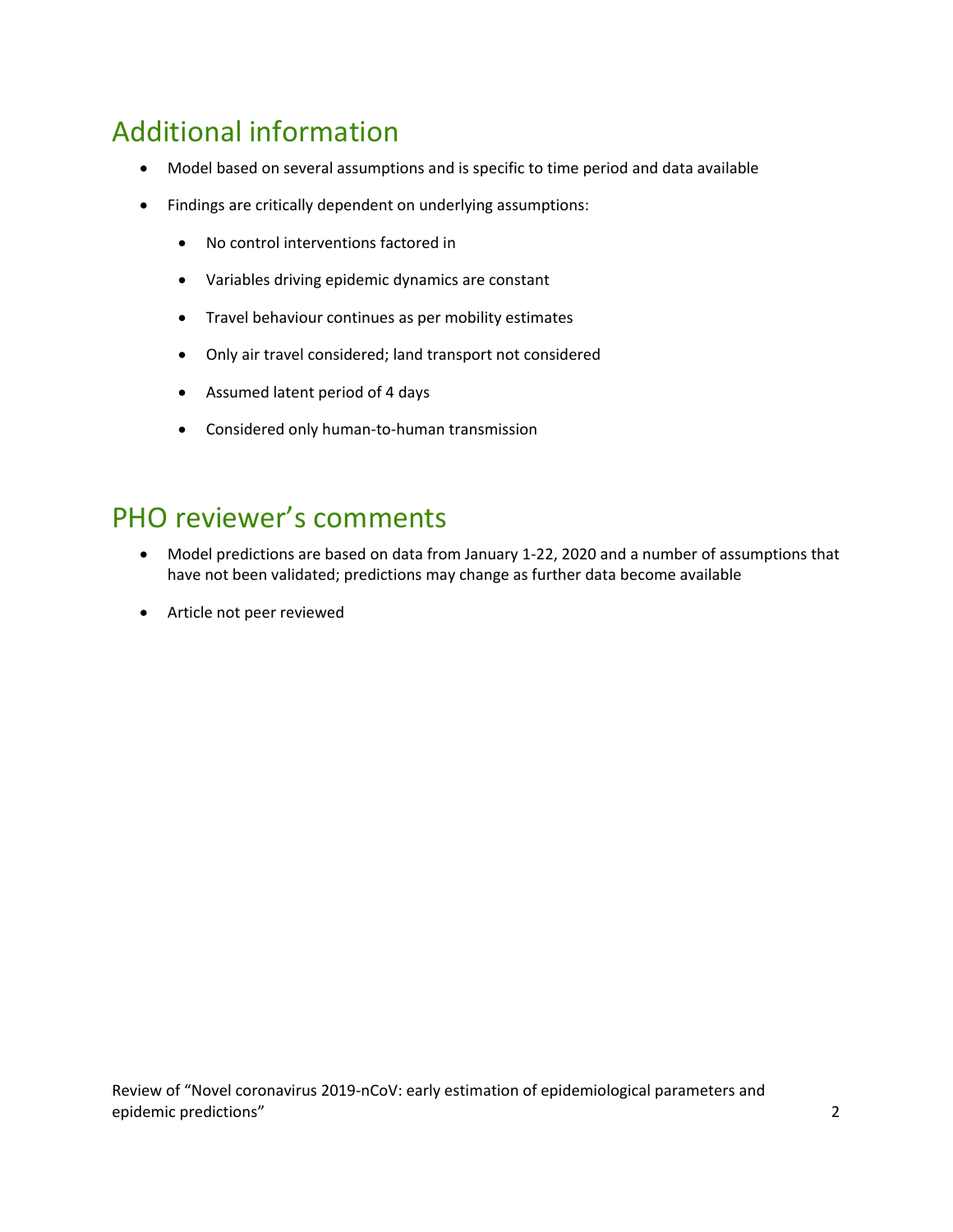## Additional information

- Model based on several assumptions and is specific to time period and data available
- Findings are critically dependent on underlying assumptions:
  - No control interventions factored in
  - Variables driving epidemic dynamics are constant
  - Travel behaviour continues as per mobility estimates
  - Only air travel considered; land transport not considered
  - Assumed latent period of 4 days
  - Considered only human-to-human transmission

## PHO reviewer's comments

- Model predictions are based on data from January 1-22, 2020 and a number of assumptions that have not been validated; predictions may change as further data become available
- Article not peer reviewed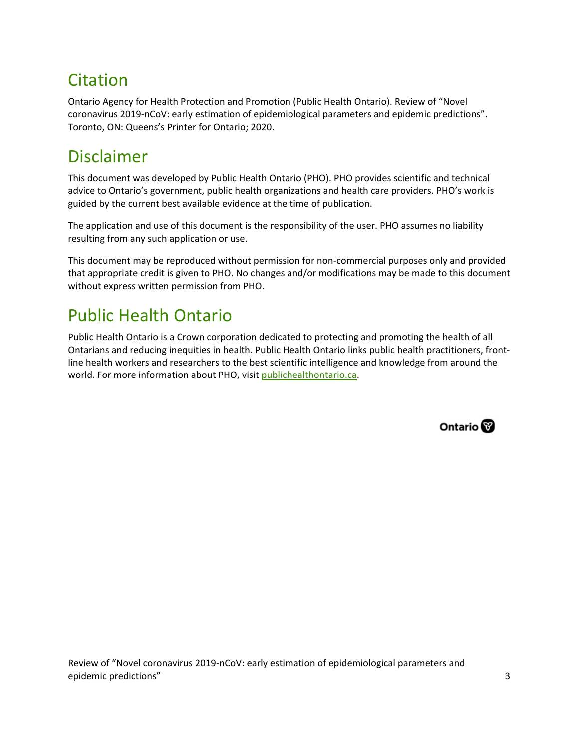## Citation

Ontario Agency for Health Protection and Promotion (Public Health Ontario). Review of "Novel coronavirus 2019-nCoV: early estimation of epidemiological parameters and epidemic predictions". Toronto, ON: Queens's Printer for Ontario; 2020.

## Disclaimer

This document was developed by Public Health Ontario (PHO). PHO provides scientific and technical advice to Ontario's government, public health organizations and health care providers. PHO's work is guided by the current best available evidence at the time of publication.

The application and use of this document is the responsibility of the user. PHO assumes no liability resulting from any such application or use.

This document may be reproduced without permission for non-commercial purposes only and provided that appropriate credit is given to PHO. No changes and/or modifications may be made to this document without express written permission from PHO.

## Public Health Ontario

Public Health Ontario is a Crown corporation dedicated to protecting and promoting the health of all Ontarians and reducing inequities in health. Public Health Ontario links public health practitioners, front-line health workers and researchers to the best scientific intelligence and knowledge from around the world. For more information about PHO, visit [publichealthontario.ca](publichealthontario.ca).

Ontario